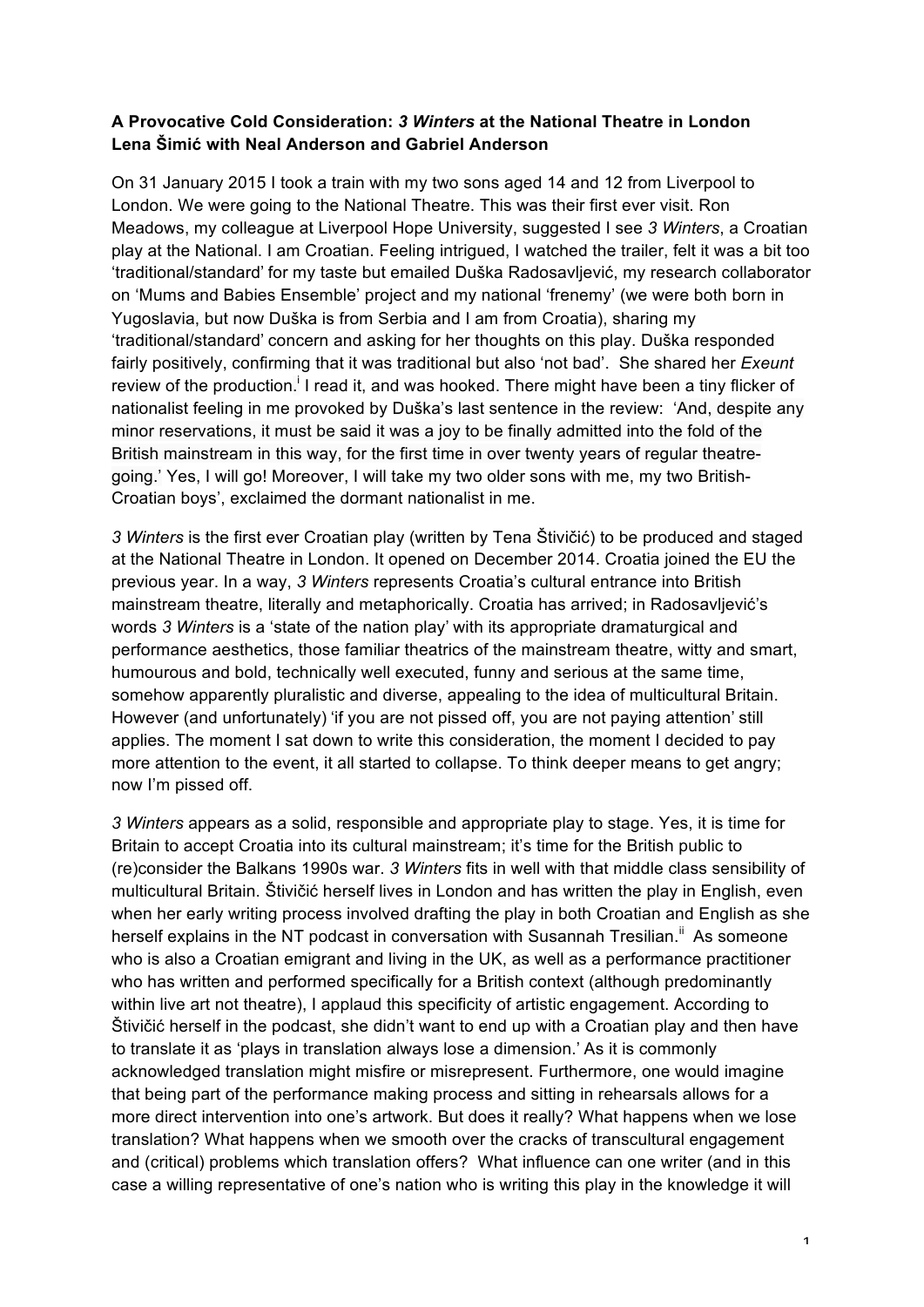**A Provocative Cold Consideration: *3 Winters* at the National Theatre in London**
**Lena Šimić with Neal Anderson and Gabriel Anderson**

On 31 January 2015 I took a train with my two sons aged 14 and 12 from Liverpool to London. We were going to the National Theatre. This was their first ever visit. Ron Meadows, my colleague at Liverpool Hope University, suggested I see *3 Winters*, a Croatian play at the National. I am Croatian. Feeling intrigued, I watched the trailer, felt it was a bit too 'traditional/standard' for my taste but emailed Duška Radosavljević, my research collaborator on 'Mums and Babies Ensemble' project and my national 'frenemy' (we were both born in Yugoslavia, but now Duška is from Serbia and I am from Croatia), sharing my 'traditional/standard' concern and asking for her thoughts on this play. Duška responded fairly positively, confirming that it was traditional but also 'not bad'. She shared her *Exeunt* review of the production.[i] I read it, and was hooked. There might have been a tiny flicker of nationalist feeling in me provoked by Duška's last sentence in the review: 'And, despite any minor reservations, it must be said it was a joy to be finally admitted into the fold of the British mainstream in this way, for the first time in over twenty years of regular theatre-going.' Yes, I will go! Moreover, I will take my two older sons with me, my two British-Croatian boys', exclaimed the dormant nationalist in me.

*3 Winters* is the first ever Croatian play (written by Tena Štivičić) to be produced and staged at the National Theatre in London. It opened on December 2014. Croatia joined the EU the previous year. In a way, *3 Winters* represents Croatia's cultural entrance into British mainstream theatre, literally and metaphorically. Croatia has arrived; in Radosavljević's words *3 Winters* is a 'state of the nation play' with its appropriate dramaturgical and performance aesthetics, those familiar theatrics of the mainstream theatre, witty and smart, humourous and bold, technically well executed, funny and serious at the same time, somehow apparently pluralistic and diverse, appealing to the idea of multicultural Britain. However (and unfortunately) 'if you are not pissed off, you are not paying attention' still applies. The moment I sat down to write this consideration, the moment I decided to pay more attention to the event, it all started to collapse. To think deeper means to get angry; now I'm pissed off.

*3 Winters* appears as a solid, responsible and appropriate play to stage. Yes, it is time for Britain to accept Croatia into its cultural mainstream; it's time for the British public to (re)consider the Balkans 1990s war. *3 Winters* fits in well with that middle class sensibility of multicultural Britain. Štivičić herself lives in London and has written the play in English, even when her early writing process involved drafting the play in both Croatian and English as she herself explains in the NT podcast in conversation with Susannah Tresilian.[ii] As someone who is also a Croatian emigrant and living in the UK, as well as a performance practitioner who has written and performed specifically for a British context (although predominantly within live art not theatre), I applaud this specificity of artistic engagement. According to Štivičić herself in the podcast, she didn't want to end up with a Croatian play and then have to translate it as 'plays in translation always lose a dimension.' As it is commonly acknowledged translation might misfire or misrepresent. Furthermore, one would imagine that being part of the performance making process and sitting in rehearsals allows for a more direct intervention into one's artwork. But does it really? What happens when we lose translation? What happens when we smooth over the cracks of transcultural engagement and (critical) problems which translation offers? What influence can one writer (and in this case a willing representative of one's nation who is writing this play in the knowledge it will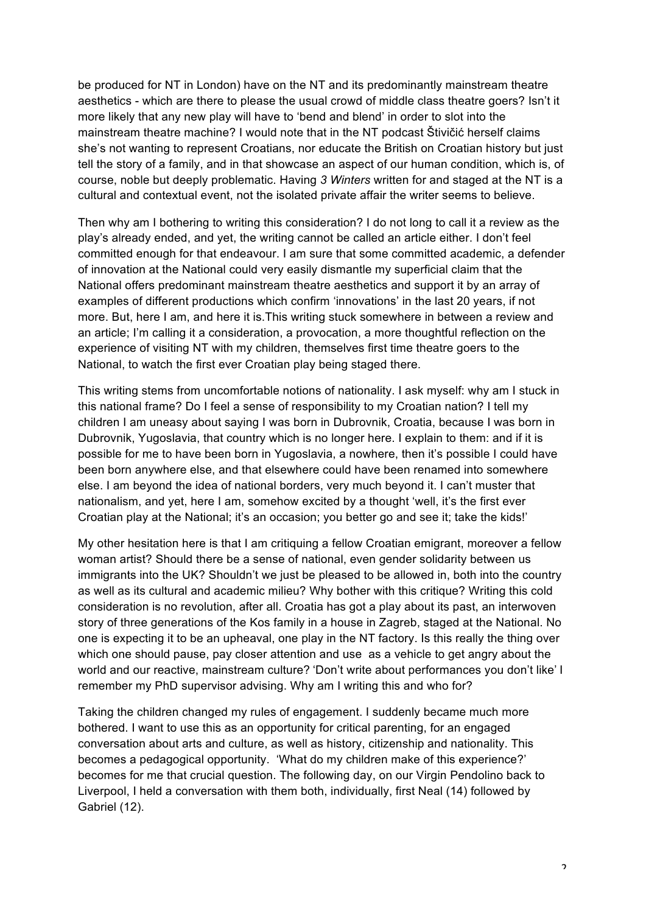be produced for NT in London) have on the NT and its predominantly mainstream theatre aesthetics - which are there to please the usual crowd of middle class theatre goers? Isn't it more likely that any new play will have to 'bend and blend' in order to slot into the mainstream theatre machine? I would note that in the NT podcast Štivičić herself claims she's not wanting to represent Croatians, nor educate the British on Croatian history but just tell the story of a family, and in that showcase an aspect of our human condition, which is, of course, noble but deeply problematic. Having *3 Winters* written for and staged at the NT is a cultural and contextual event, not the isolated private affair the writer seems to believe.

Then why am I bothering to writing this consideration? I do not long to call it a review as the play's already ended, and yet, the writing cannot be called an article either. I don't feel committed enough for that endeavour. I am sure that some committed academic, a defender of innovation at the National could very easily dismantle my superficial claim that the National offers predominant mainstream theatre aesthetics and support it by an array of examples of different productions which confirm 'innovations' in the last 20 years, if not more. But, here I am, and here it is.This writing stuck somewhere in between a review and an article; I'm calling it a consideration, a provocation, a more thoughtful reflection on the experience of visiting NT with my children, themselves first time theatre goers to the National, to watch the first ever Croatian play being staged there.

This writing stems from uncomfortable notions of nationality. I ask myself: why am I stuck in this national frame? Do I feel a sense of responsibility to my Croatian nation? I tell my children I am uneasy about saying I was born in Dubrovnik, Croatia, because I was born in Dubrovnik, Yugoslavia, that country which is no longer here. I explain to them: and if it is possible for me to have been born in Yugoslavia, a nowhere, then it's possible I could have been born anywhere else, and that elsewhere could have been renamed into somewhere else. I am beyond the idea of national borders, very much beyond it. I can't muster that nationalism, and yet, here I am, somehow excited by a thought 'well, it's the first ever Croatian play at the National; it's an occasion; you better go and see it; take the kids!'

My other hesitation here is that I am critiquing a fellow Croatian emigrant, moreover a fellow woman artist? Should there be a sense of national, even gender solidarity between us immigrants into the UK? Shouldn't we just be pleased to be allowed in, both into the country as well as its cultural and academic milieu? Why bother with this critique? Writing this cold consideration is no revolution, after all. Croatia has got a play about its past, an interwoven story of three generations of the Kos family in a house in Zagreb, staged at the National. No one is expecting it to be an upheaval, one play in the NT factory. Is this really the thing over which one should pause, pay closer attention and use as a vehicle to get angry about the world and our reactive, mainstream culture? 'Don't write about performances you don't like' I remember my PhD supervisor advising. Why am I writing this and who for?

Taking the children changed my rules of engagement. I suddenly became much more bothered. I want to use this as an opportunity for critical parenting, for an engaged conversation about arts and culture, as well as history, citizenship and nationality. This becomes a pedagogical opportunity. 'What do my children make of this experience?' becomes for me that crucial question. The following day, on our Virgin Pendolino back to Liverpool, I held a conversation with them both, individually, first Neal (14) followed by Gabriel (12).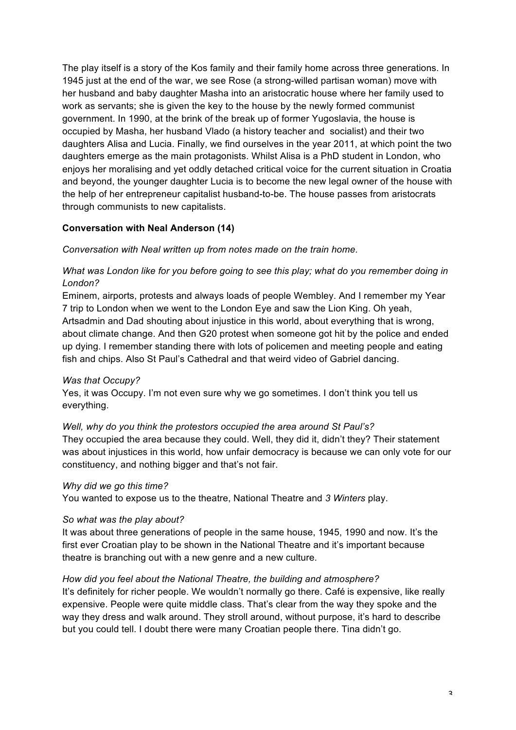The play itself is a story of the Kos family and their family home across three generations. In 1945 just at the end of the war, we see Rose (a strong-willed partisan woman) move with her husband and baby daughter Masha into an aristocratic house where her family used to work as servants; she is given the key to the house by the newly formed communist government. In 1990, at the brink of the break up of former Yugoslavia, the house is occupied by Masha, her husband Vlado (a history teacher and socialist) and their two daughters Alisa and Lucia. Finally, we find ourselves in the year 2011, at which point the two daughters emerge as the main protagonists. Whilst Alisa is a PhD student in London, who enjoys her moralising and yet oddly detached critical voice for the current situation in Croatia and beyond, the younger daughter Lucia is to become the new legal owner of the house with the help of her entrepreneur capitalist husband-to-be. The house passes from aristocrats through communists to new capitalists.

**Conversation with Neal Anderson (14)**

*Conversation with Neal written up from notes made on the train home.*

*What was London like for you before going to see this play; what do you remember doing in London?*

Eminem, airports, protests and always loads of people Wembley. And I remember my Year 7 trip to London when we went to the London Eye and saw the Lion King. Oh yeah, Artsadmin and Dad shouting about injustice in this world, about everything that is wrong, about climate change. And then G20 protest when someone got hit by the police and ended up dying. I remember standing there with lots of policemen and meeting people and eating fish and chips. Also St Paul's Cathedral and that weird video of Gabriel dancing.

*Was that Occupy?*

Yes, it was Occupy. I'm not even sure why we go sometimes. I don't think you tell us everything.

*Well, why do you think the protestors occupied the area around St Paul's?*

They occupied the area because they could. Well, they did it, didn't they? Their statement was about injustices in this world, how unfair democracy is because we can only vote for our constituency, and nothing bigger and that's not fair.

*Why did we go this time?*

You wanted to expose us to the theatre, National Theatre and *3 Winters* play.

*So what was the play about?*

It was about three generations of people in the same house, 1945, 1990 and now. It's the first ever Croatian play to be shown in the National Theatre and it's important because theatre is branching out with a new genre and a new culture.

*How did you feel about the National Theatre, the building and atmosphere?*

It's definitely for richer people. We wouldn't normally go there. Café is expensive, like really expensive. People were quite middle class. That's clear from the way they spoke and the way they dress and walk around. They stroll around, without purpose, it's hard to describe but you could tell. I doubt there were many Croatian people there. Tina didn't go.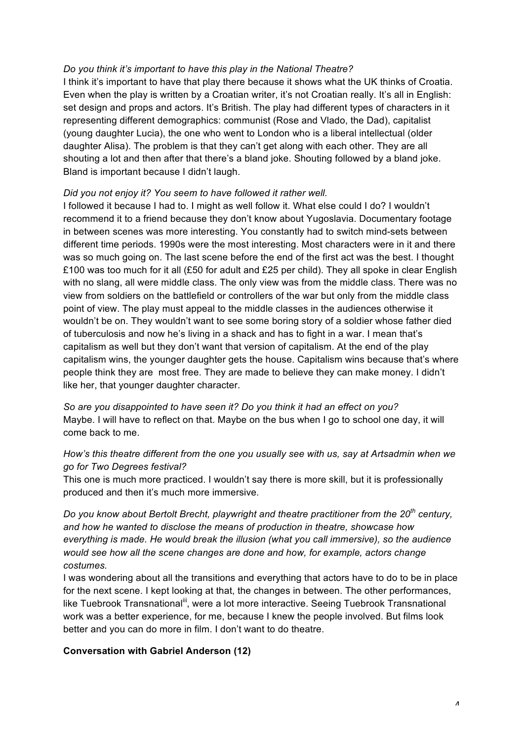*Do you think it's important to have this play in the National Theatre?*
I think it's important to have that play there because it shows what the UK thinks of Croatia. Even when the play is written by a Croatian writer, it's not Croatian really. It's all in English: set design and props and actors. It's British. The play had different types of characters in it representing different demographics: communist (Rose and Vlado, the Dad), capitalist (young daughter Lucia), the one who went to London who is a liberal intellectual (older daughter Alisa). The problem is that they can't get along with each other. They are all shouting a lot and then after that there's a bland joke. Shouting followed by a bland joke. Bland is important because I didn't laugh.

*Did you not enjoy it? You seem to have followed it rather well.*
I followed it because I had to. I might as well follow it. What else could I do? I wouldn't recommend it to a friend because they don't know about Yugoslavia. Documentary footage in between scenes was more interesting. You constantly had to switch mind-sets between different time periods. 1990s were the most interesting. Most characters were in it and there was so much going on. The last scene before the end of the first act was the best. I thought £100 was too much for it all (£50 for adult and £25 per child). They all spoke in clear English with no slang, all were middle class. The only view was from the middle class. There was no view from soldiers on the battlefield or controllers of the war but only from the middle class point of view. The play must appeal to the middle classes in the audiences otherwise it wouldn't be on. They wouldn't want to see some boring story of a soldier whose father died of tuberculosis and now he's living in a shack and has to fight in a war. I mean that's capitalism as well but they don't want that version of capitalism. At the end of the play capitalism wins, the younger daughter gets the house. Capitalism wins because that's where people think they are most free. They are made to believe they can make money. I didn't like her, that younger daughter character.

*So are you disappointed to have seen it? Do you think it had an effect on you?*
Maybe. I will have to reflect on that. Maybe on the bus when I go to school one day, it will come back to me.

*How's this theatre different from the one you usually see with us, say at Artsadmin when we go for Two Degrees festival?*
This one is much more practiced. I wouldn't say there is more skill, but it is professionally produced and then it's much more immersive.

*Do you know about Bertolt Brecht, playwright and theatre practitioner from the 20th century, and how he wanted to disclose the means of production in theatre, showcase how everything is made. He would break the illusion (what you call immersive), so the audience would see how all the scene changes are done and how, for example, actors change costumes.*
I was wondering about all the transitions and everything that actors have to do to be in place for the next scene. I kept looking at that, the changes in between. The other performances, like Tuebrook Transnational[iii], were a lot more interactive. Seeing Tuebrook Transnational work was a better experience, for me, because I knew the people involved. But films look better and you can do more in film. I don't want to do theatre.

**Conversation with Gabriel Anderson (12)**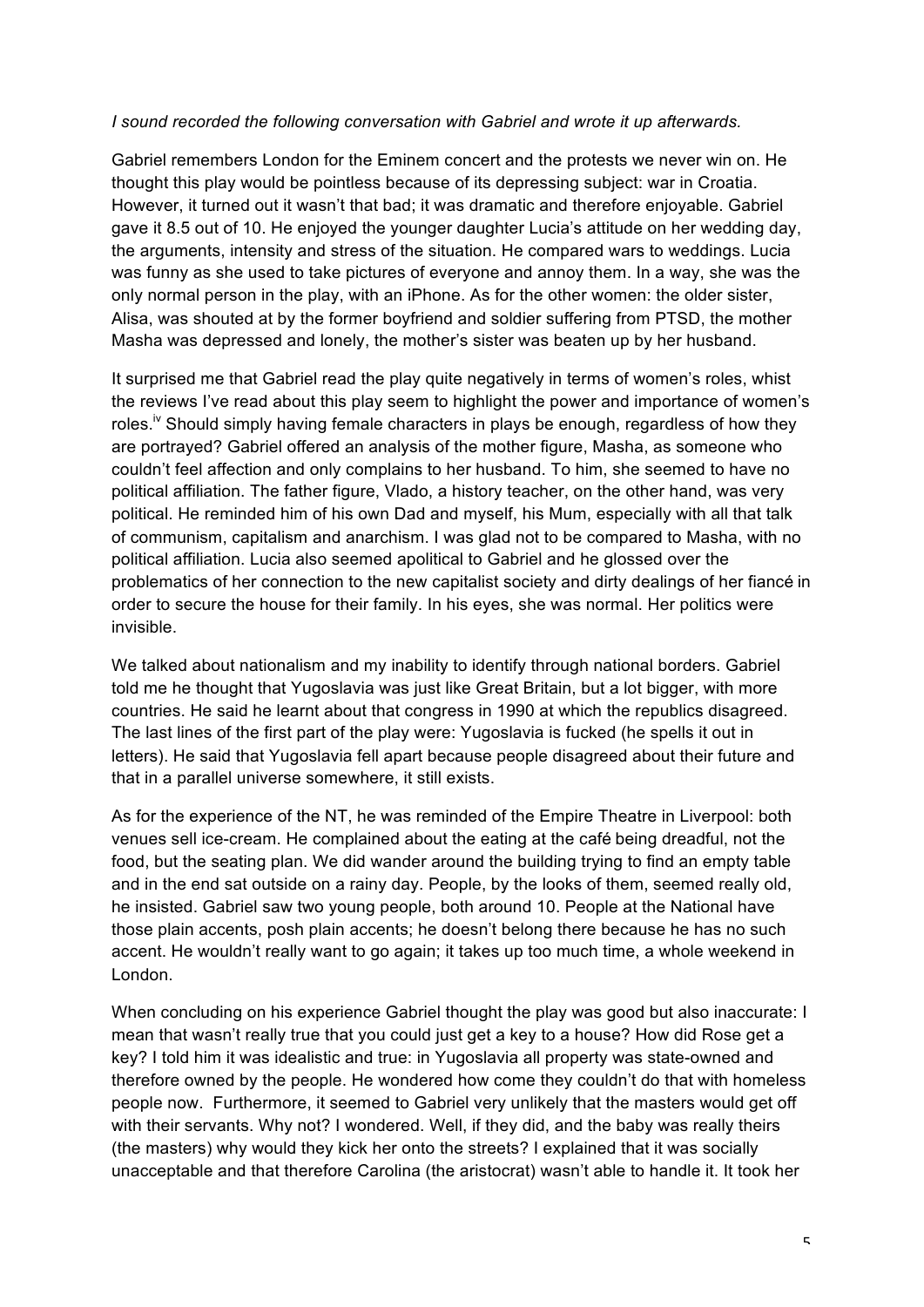*I sound recorded the following conversation with Gabriel and wrote it up afterwards.*

Gabriel remembers London for the Eminem concert and the protests we never win on. He thought this play would be pointless because of its depressing subject: war in Croatia. However, it turned out it wasn't that bad; it was dramatic and therefore enjoyable. Gabriel gave it 8.5 out of 10. He enjoyed the younger daughter Lucia's attitude on her wedding day, the arguments, intensity and stress of the situation. He compared wars to weddings. Lucia was funny as she used to take pictures of everyone and annoy them. In a way, she was the only normal person in the play, with an iPhone. As for the other women: the older sister, Alisa, was shouted at by the former boyfriend and soldier suffering from PTSD, the mother Masha was depressed and lonely, the mother's sister was beaten up by her husband.

It surprised me that Gabriel read the play quite negatively in terms of women's roles, whilst the reviews I've read about this play seem to highlight the power and importance of women's roles.[iv] Should simply having female characters in plays be enough, regardless of how they are portrayed? Gabriel offered an analysis of the mother figure, Masha, as someone who couldn't feel affection and only complains to her husband. To him, she seemed to have no political affiliation. The father figure, Vlado, a history teacher, on the other hand, was very political. He reminded him of his own Dad and myself, his Mum, especially with all that talk of communism, capitalism and anarchism. I was glad not to be compared to Masha, with no political affiliation. Lucia also seemed apolitical to Gabriel and he glossed over the problematics of her connection to the new capitalist society and dirty dealings of her fiancé in order to secure the house for their family. In his eyes, she was normal. Her politics were invisible.

We talked about nationalism and my inability to identify through national borders. Gabriel told me he thought that Yugoslavia was just like Great Britain, but a lot bigger, with more countries. He said he learnt about that congress in 1990 at which the republics disagreed. The last lines of the first part of the play were: Yugoslavia is fucked (he spells it out in letters). He said that Yugoslavia fell apart because people disagreed about their future and that in a parallel universe somewhere, it still exists.

As for the experience of the NT, he was reminded of the Empire Theatre in Liverpool: both venues sell ice-cream. He complained about the eating at the café being dreadful, not the food, but the seating plan. We did wander around the building trying to find an empty table and in the end sat outside on a rainy day. People, by the looks of them, seemed really old, he insisted. Gabriel saw two young people, both around 10. People at the National have those plain accents, posh plain accents; he doesn't belong there because he has no such accent. He wouldn't really want to go again; it takes up too much time, a whole weekend in London.

When concluding on his experience Gabriel thought the play was good but also inaccurate: I mean that wasn't really true that you could just get a key to a house? How did Rose get a key? I told him it was idealistic and true: in Yugoslavia all property was state-owned and therefore owned by the people. He wondered how come they couldn't do that with homeless people now. Furthermore, it seemed to Gabriel very unlikely that the masters would get off with their servants. Why not? I wondered. Well, if they did, and the baby was really theirs (the masters) why would they kick her onto the streets? I explained that it was socially unacceptable and that therefore Carolina (the aristocrat) wasn't able to handle it. It took her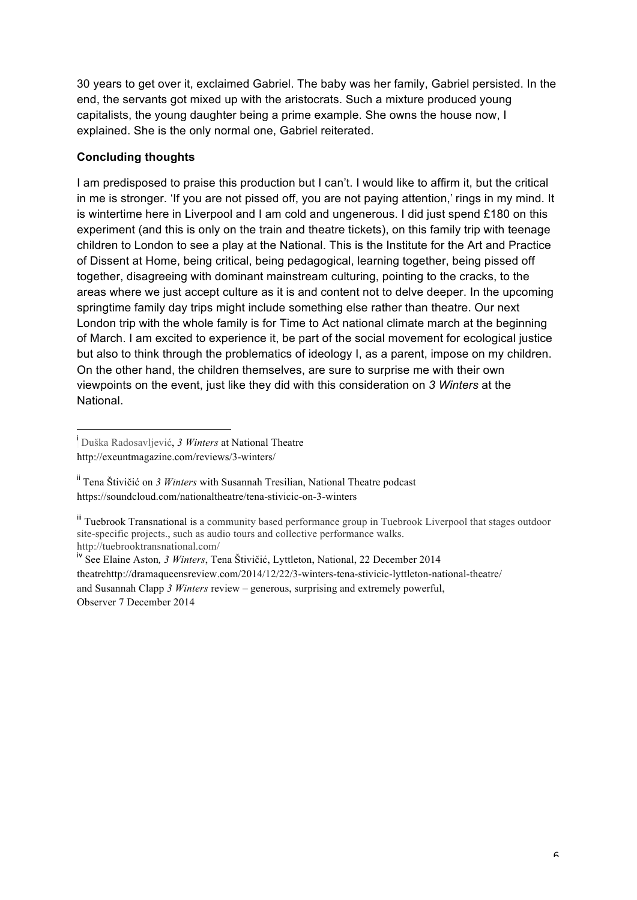30 years to get over it, exclaimed Gabriel. The baby was her family, Gabriel persisted. In the end, the servants got mixed up with the aristocrats. Such a mixture produced young capitalists, the young daughter being a prime example. She owns the house now, I explained. She is the only normal one, Gabriel reiterated.

**Concluding thoughts**

I am predisposed to praise this production but I can't. I would like to affirm it, but the critical in me is stronger. 'If you are not pissed off, you are not paying attention,' rings in my mind. It is wintertime here in Liverpool and I am cold and ungenerous. I did just spend £180 on this experiment (and this is only on the train and theatre tickets), on this family trip with teenage children to London to see a play at the National. This is the Institute for the Art and Practice of Dissent at Home, being critical, being pedagogical, learning together, being pissed off together, disagreeing with dominant mainstream culturing, pointing to the cracks, to the areas where we just accept culture as it is and content not to delve deeper. In the upcoming springtime family day trips might include something else rather than theatre. Our next London trip with the whole family is for Time to Act national climate march at the beginning of March. I am excited to experience it, be part of the social movement for ecological justice but also to think through the problematics of ideology I, as a parent, impose on my children. On the other hand, the children themselves, are sure to surprise me with their own viewpoints on the event, just like they did with this consideration on *3 Winters* at the National.

---

[i] Duška Radosavljević, *3 Winters* at National Theatre
http://exeuntmagazine.com/reviews/3-winters/

[ii] Tena Štivičić on *3 Winters* with Susannah Tresilian, National Theatre podcast
https://soundcloud.com/nationaltheatre/tena-stivicic-on-3-winters

[iii] Tuebrook Transnational is a community based performance group in Tuebrook Liverpool that stages outdoor site-specific projects., such as audio tours and collective performance walks.
http://tuebrooktransnational.com/

[iv] See Elaine Aston*, 3 Winters*, Tena Štivičić, Lyttleton, National, 22 December 2014
theatrehttp://dramaqueensreview.com/2014/12/22/3-winters-tena-stivicic-lyttleton-national-theatre/
and Susannah Clapp *3 Winters* review – generous, surprising and extremely powerful, Observer 7 December 2014